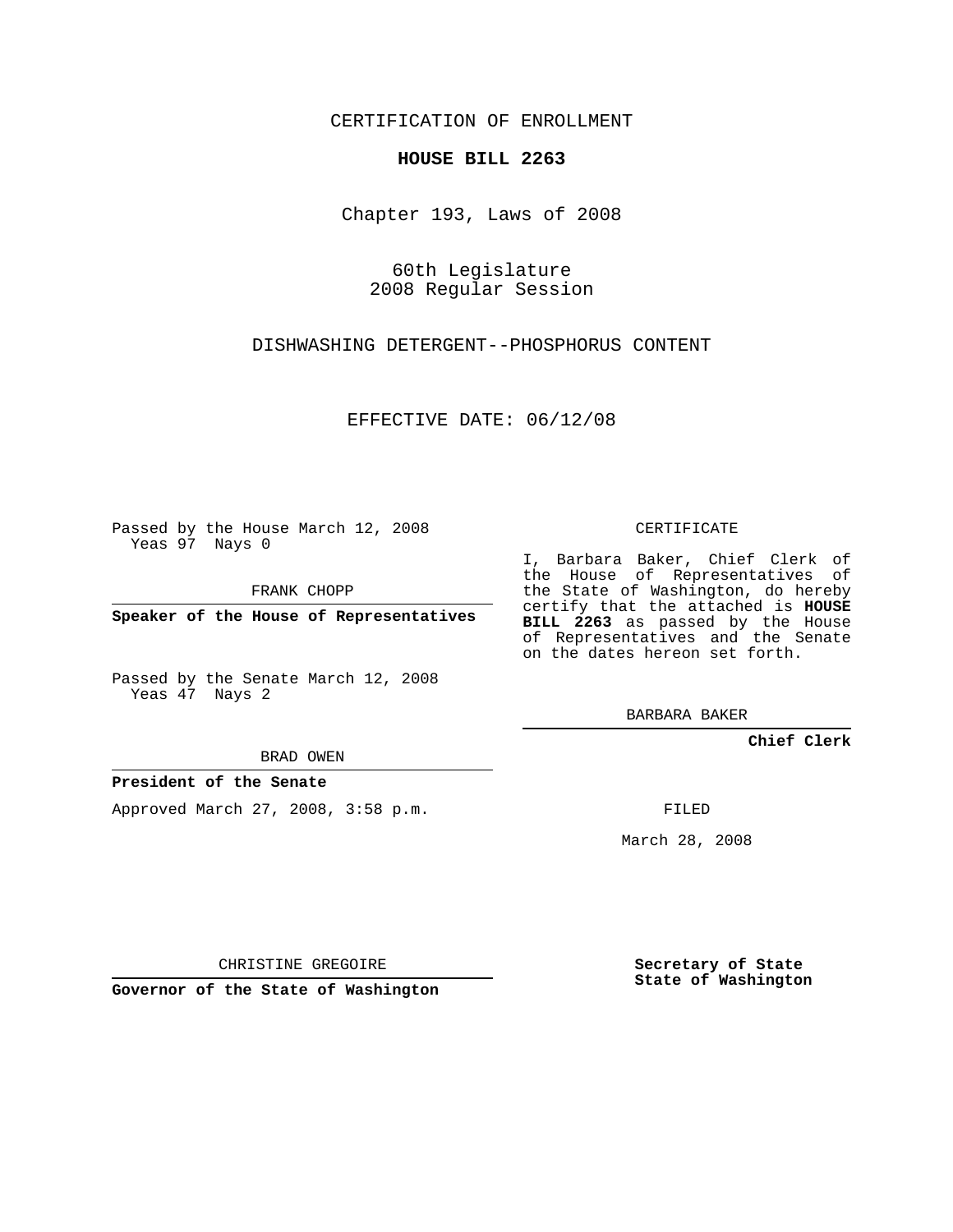CERTIFICATION OF ENROLLMENT

**HOUSE BILL 2263**

Chapter 193, Laws of 2008

60th Legislature
2008 Regular Session

DISHWASHING DETERGENT--PHOSPHORUS CONTENT

EFFECTIVE DATE: 06/12/08

Passed by the House March 12, 2008
Yeas 97 Nays 0

FRANK CHOPP

**Speaker of the House of Representatives**

Passed by the Senate March 12, 2008
Yeas 47 Nays 2

BRAD OWEN

**President of the Senate**

Approved March 27, 2008, 3:58 p.m.

CHRISTINE GREGOIRE

**Governor of the State of Washington**

CERTIFICATE

I, Barbara Baker, Chief Clerk of the House of Representatives of the State of Washington, do hereby certify that the attached is **HOUSE BILL 2263** as passed by the House of Representatives and the Senate on the dates hereon set forth.

BARBARA BAKER

**Chief Clerk**

FILED

March 28, 2008

**Secretary of State**
**State of Washington**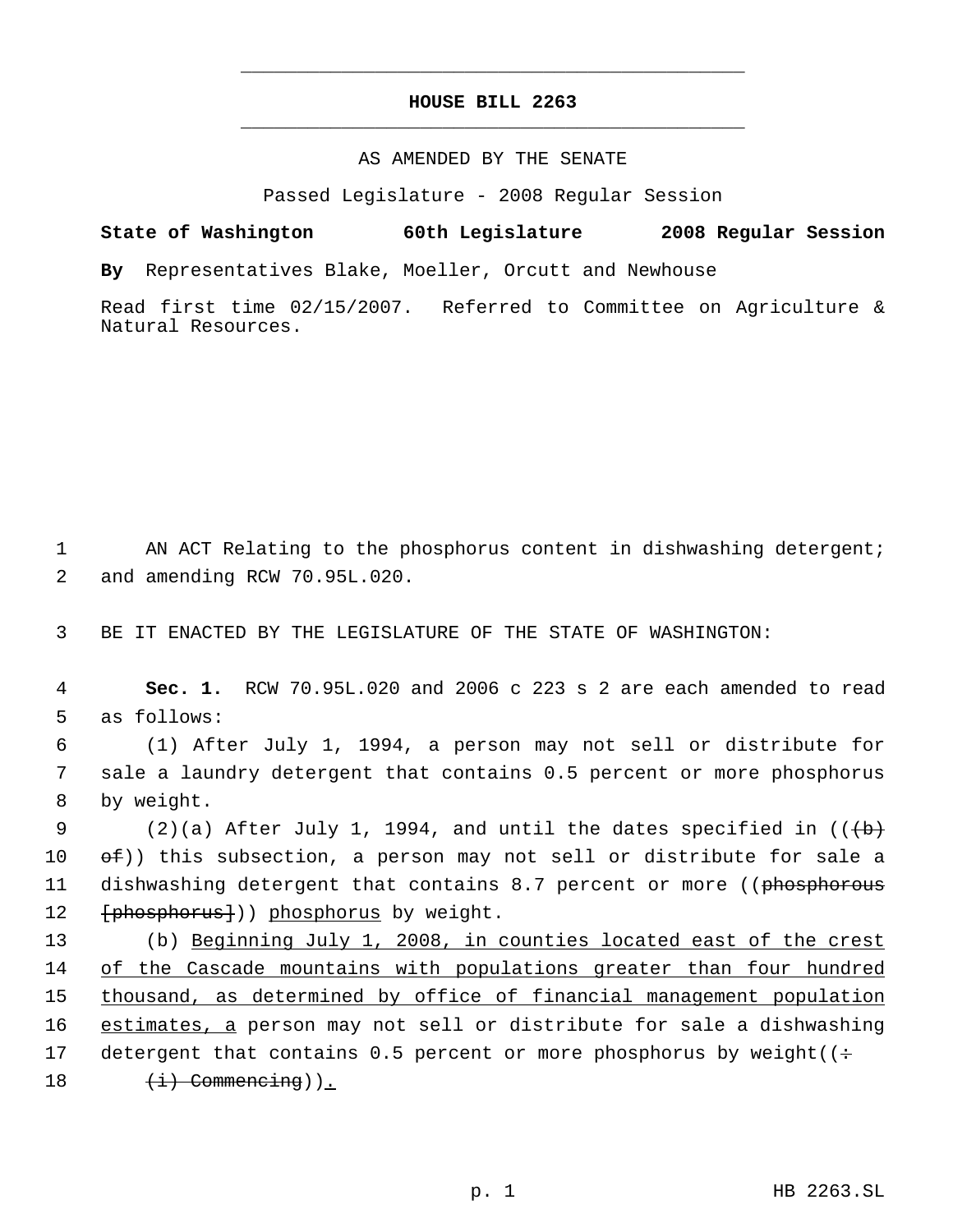# HOUSE BILL 2263

AS AMENDED BY THE SENATE

Passed Legislature - 2008 Regular Session

**State of Washington 60th Legislature 2008 Regular Session**

**By** Representatives Blake, Moeller, Orcutt and Newhouse

Read first time 02/15/2007. Referred to Committee on Agriculture & Natural Resources.

1 AN ACT Relating to the phosphorus content in dishwashing detergent;
2 and amending RCW 70.95L.020.

3 BE IT ENACTED BY THE LEGISLATURE OF THE STATE OF WASHINGTON:

4 **Sec. 1.** RCW 70.95L.020 and 2006 c 223 s 2 are each amended to read
5 as follows:

6 (1) After July 1, 1994, a person may not sell or distribute for
7 sale a laundry detergent that contains 0.5 percent or more phosphorus
8 by weight.

9 (2)(a) After July 1, 1994, and until the dates specified in ((~~(b)~~
10 ~~of~~)) this subsection, a person may not sell or distribute for sale a
11 dishwashing detergent that contains 8.7 percent or more ((~~phosphorous~~
12 ~~[phosphorus]~~)) <u>phosphorus</u> by weight.

13 (b) <u>Beginning July 1, 2008, in counties located east of the crest</u>
14 <u>of the Cascade mountains with populations greater than four hundred</u>
15 <u>thousand, as determined by office of financial management population</u>
16 <u>estimates, a</u> person may not sell or distribute for sale a dishwashing
17 detergent that contains 0.5 percent or more phosphorus by weight((~~:~~
18 ~~(i) Commencing~~))<u>.</u>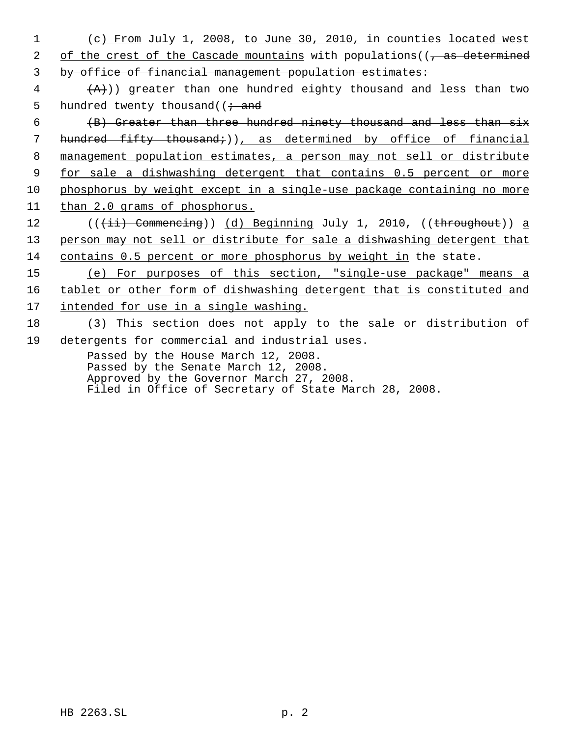(c) From July 1, 2008, to June 30, 2010, in counties located west of the crest of the Cascade mountains with populations((, as determined by office of financial management population estimates:

(A))) greater than one hundred eighty thousand and less than two hundred twenty thousand((; and

(B) Greater than three hundred ninety thousand and less than six hundred fifty thousand;)), as determined by office of financial management population estimates, a person may not sell or distribute for sale a dishwashing detergent that contains 0.5 percent or more phosphorus by weight except in a single-use package containing no more than 2.0 grams of phosphorus.

(((ii) Commencing)) (d) Beginning July 1, 2010, ((throughout)) a person may not sell or distribute for sale a dishwashing detergent that contains 0.5 percent or more phosphorus by weight in the state.

(e) For purposes of this section, "single-use package" means a tablet or other form of dishwashing detergent that is constituted and intended for use in a single washing.

(3) This section does not apply to the sale or distribution of detergents for commercial and industrial uses.

Passed by the House March 12, 2008.
Passed by the Senate March 12, 2008.
Approved by the Governor March 27, 2008.
Filed in Office of Secretary of State March 28, 2008.